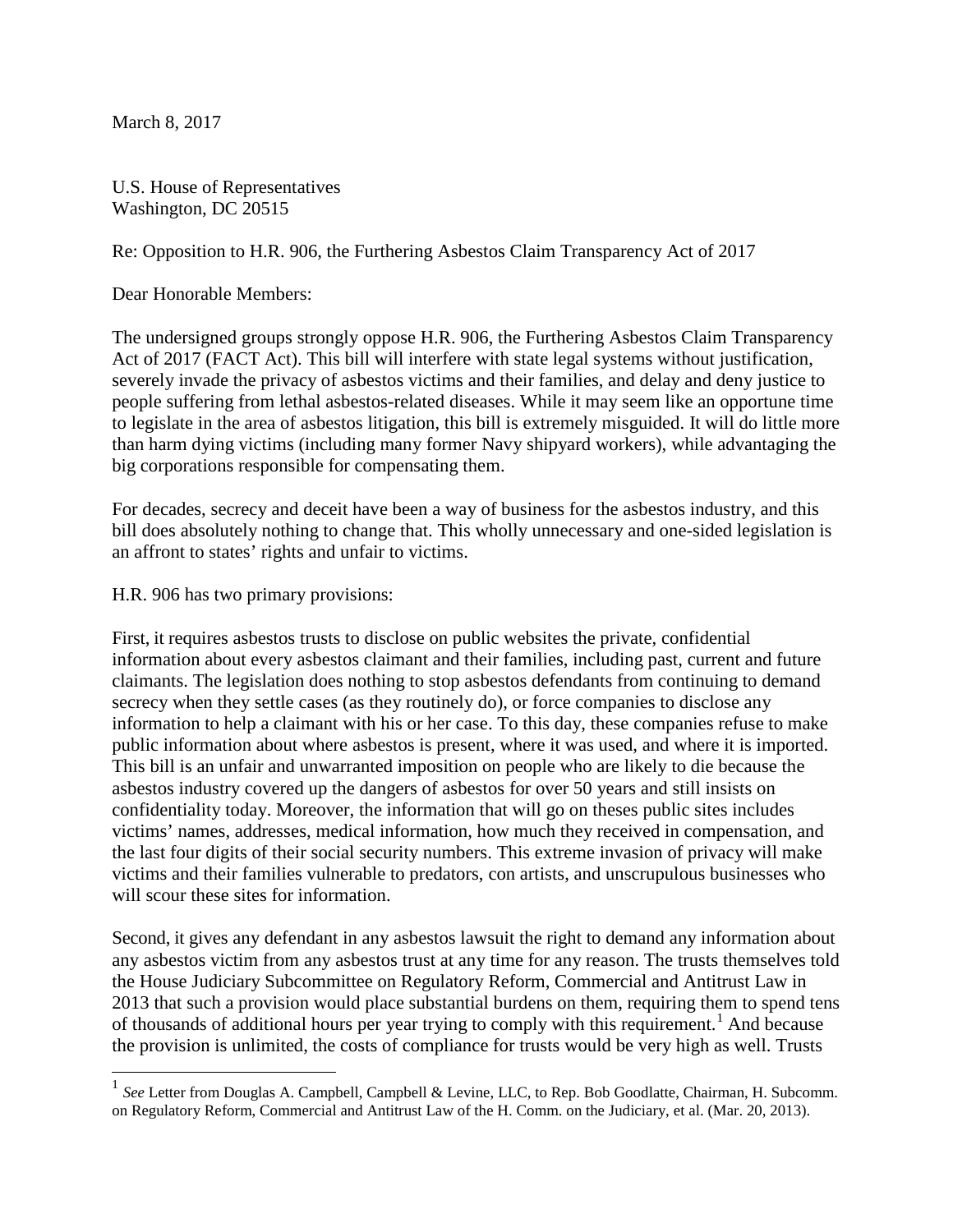March 8, 2017

U.S. House of Representatives
Washington, DC 20515

Re: Opposition to H.R. 906, the Furthering Asbestos Claim Transparency Act of 2017

Dear Honorable Members:

The undersigned groups strongly oppose H.R. 906, the Furthering Asbestos Claim Transparency Act of 2017 (FACT Act). This bill will interfere with state legal systems without justification, severely invade the privacy of asbestos victims and their families, and delay and deny justice to people suffering from lethal asbestos-related diseases. While it may seem like an opportune time to legislate in the area of asbestos litigation, this bill is extremely misguided. It will do little more than harm dying victims (including many former Navy shipyard workers), while advantaging the big corporations responsible for compensating them.

For decades, secrecy and deceit have been a way of business for the asbestos industry, and this bill does absolutely nothing to change that. This wholly unnecessary and one-sided legislation is an affront to states' rights and unfair to victims.

H.R. 906 has two primary provisions:

First, it requires asbestos trusts to disclose on public websites the private, confidential information about every asbestos claimant and their families, including past, current and future claimants. The legislation does nothing to stop asbestos defendants from continuing to demand secrecy when they settle cases (as they routinely do), or force companies to disclose any information to help a claimant with his or her case. To this day, these companies refuse to make public information about where asbestos is present, where it was used, and where it is imported. This bill is an unfair and unwarranted imposition on people who are likely to die because the asbestos industry covered up the dangers of asbestos for over 50 years and still insists on confidentiality today. Moreover, the information that will go on theses public sites includes victims' names, addresses, medical information, how much they received in compensation, and the last four digits of their social security numbers. This extreme invasion of privacy will make victims and their families vulnerable to predators, con artists, and unscrupulous businesses who will scour these sites for information.

Second, it gives any defendant in any asbestos lawsuit the right to demand any information about any asbestos victim from any asbestos trust at any time for any reason. The trusts themselves told the House Judiciary Subcommittee on Regulatory Reform, Commercial and Antitrust Law in 2013 that such a provision would place substantial burdens on them, requiring them to spend tens of thousands of additional hours per year trying to comply with this requirement.[1] And because the provision is unlimited, the costs of compliance for trusts would be very high as well. Trusts

---

[1] *See* Letter from Douglas A. Campbell, Campbell & Levine, LLC, to Rep. Bob Goodlatte, Chairman, H. Subcomm. on Regulatory Reform, Commercial and Antitrust Law of the H. Comm. on the Judiciary, et al. (Mar. 20, 2013).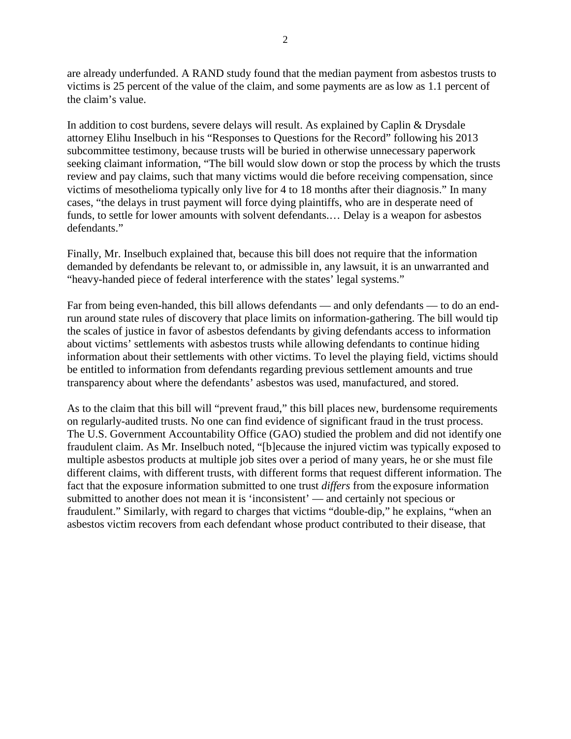are already underfunded. A RAND study found that the median payment from asbestos trusts to victims is 25 percent of the value of the claim, and some payments are as low as 1.1 percent of the claim's value.

In addition to cost burdens, severe delays will result. As explained by Caplin & Drysdale attorney Elihu Inselbuch in his "Responses to Questions for the Record" following his 2013 subcommittee testimony, because trusts will be buried in otherwise unnecessary paperwork seeking claimant information, "The bill would slow down or stop the process by which the trusts review and pay claims, such that many victims would die before receiving compensation, since victims of mesothelioma typically only live for 4 to 18 months after their diagnosis." In many cases, "the delays in trust payment will force dying plaintiffs, who are in desperate need of funds, to settle for lower amounts with solvent defendants.… Delay is a weapon for asbestos defendants."

Finally, Mr. Inselbuch explained that, because this bill does not require that the information demanded by defendants be relevant to, or admissible in, any lawsuit, it is an unwarranted and "heavy-handed piece of federal interference with the states' legal systems."

Far from being even-handed, this bill allows defendants — and only defendants — to do an end-run around state rules of discovery that place limits on information-gathering. The bill would tip the scales of justice in favor of asbestos defendants by giving defendants access to information about victims' settlements with asbestos trusts while allowing defendants to continue hiding information about their settlements with other victims. To level the playing field, victims should be entitled to information from defendants regarding previous settlement amounts and true transparency about where the defendants' asbestos was used, manufactured, and stored.

As to the claim that this bill will "prevent fraud," this bill places new, burdensome requirements on regularly-audited trusts. No one can find evidence of significant fraud in the trust process. The U.S. Government Accountability Office (GAO) studied the problem and did not identify one fraudulent claim. As Mr. Inselbuch noted, "[b]ecause the injured victim was typically exposed to multiple asbestos products at multiple job sites over a period of many years, he or she must file different claims, with different trusts, with different forms that request different information. The fact that the exposure information submitted to one trust *differs* from the exposure information submitted to another does not mean it is 'inconsistent' — and certainly not specious or fraudulent." Similarly, with regard to charges that victims "double-dip," he explains, "when an asbestos victim recovers from each defendant whose product contributed to their disease, that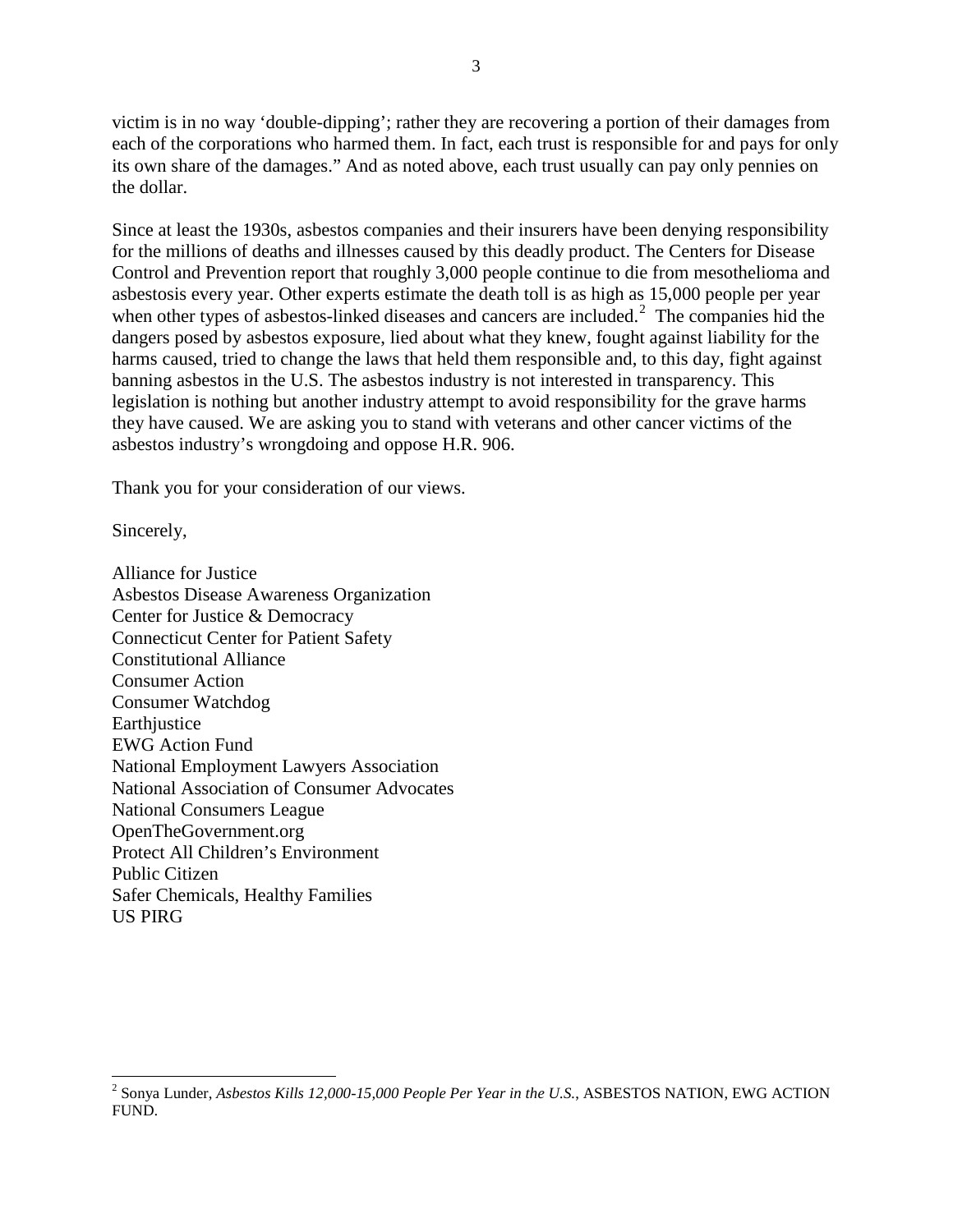victim is in no way 'double-dipping'; rather they are recovering a portion of their damages from each of the corporations who harmed them. In fact, each trust is responsible for and pays for only its own share of the damages." And as noted above, each trust usually can pay only pennies on the dollar.

Since at least the 1930s, asbestos companies and their insurers have been denying responsibility for the millions of deaths and illnesses caused by this deadly product. The Centers for Disease Control and Prevention report that roughly 3,000 people continue to die from mesothelioma and asbestosis every year. Other experts estimate the death toll is as high as 15,000 people per year when other types of asbestos-linked diseases and cancers are included.[2] The companies hid the dangers posed by asbestos exposure, lied about what they knew, fought against liability for the harms caused, tried to change the laws that held them responsible and, to this day, fight against banning asbestos in the U.S. The asbestos industry is not interested in transparency. This legislation is nothing but another industry attempt to avoid responsibility for the grave harms they have caused. We are asking you to stand with veterans and other cancer victims of the asbestos industry's wrongdoing and oppose H.R. 906.

Thank you for your consideration of our views.

Sincerely,

Alliance for Justice
Asbestos Disease Awareness Organization
Center for Justice & Democracy
Connecticut Center for Patient Safety
Constitutional Alliance
Consumer Action
Consumer Watchdog
Earthjustice
EWG Action Fund
National Employment Lawyers Association
National Association of Consumer Advocates
National Consumers League
OpenTheGovernment.org
Protect All Children's Environment
Public Citizen
Safer Chemicals, Healthy Families
US PIRG

---

[2] Sonya Lunder, *Asbestos Kills 12,000-15,000 People Per Year in the U.S.*, ASBESTOS NATION, EWG ACTION FUND.